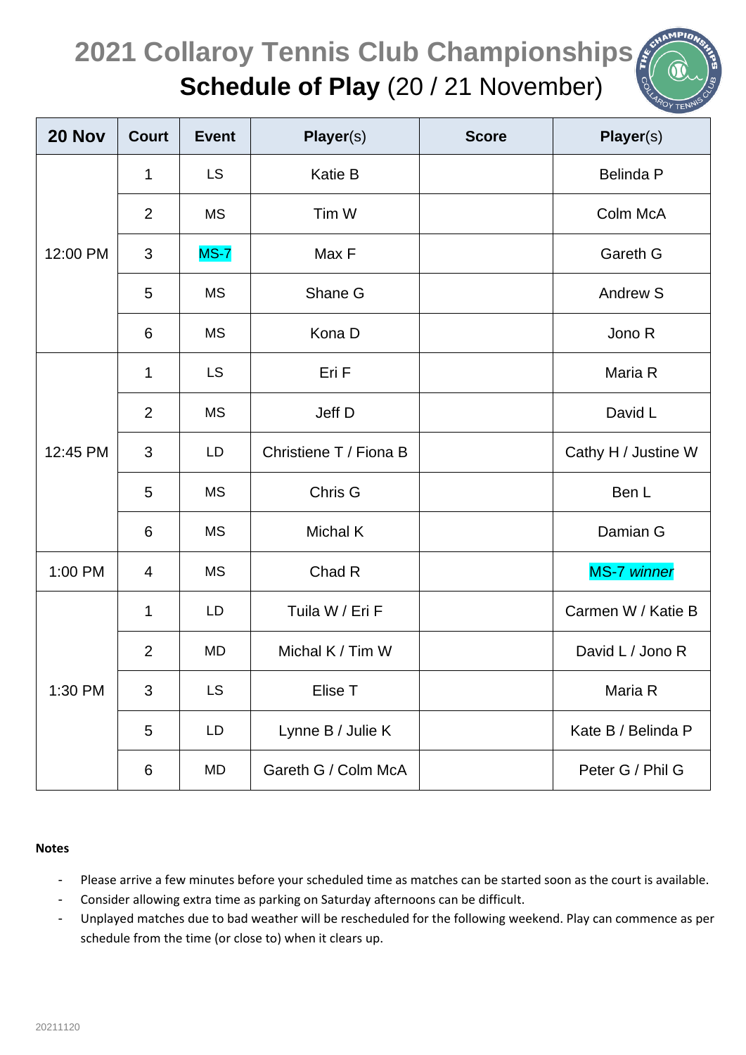# 2021 Collaroy Tennis Club Championships

## Schedule of Play (20 / 21 November)

| 20 Nov | Court | Event | Player(s) | Score | Player(s) |
|---|---|---|---|---|---|
| 12:00 PM | 1 | LS | Katie B | | Belinda P |
| | 2 | MS | Tim W | | Colm McA |
| | 3 | MS-7 | Max F | | Gareth G |
| | 5 | MS | Shane G | | Andrew S |
| | 6 | MS | Kona D | | Jono R |
| 12:45 PM | 1 | LS | Eri F | | Maria R |
| | 2 | MS | Jeff D | | David L |
| | 3 | LD | Christiene T / Fiona B | | Cathy H / Justine W |
| | 5 | MS | Chris G | | Ben L |
| | 6 | MS | Michal K | | Damian G |
| 1:00 PM | 4 | MS | Chad R | | MS-7 *winner* |
| 1:30 PM | 1 | LD | Tuila W / Eri F | | Carmen W / Katie B |
| | 2 | MD | Michal K / Tim W | | David L / Jono R |
| | 3 | LS | Elise T | | Maria R |
| | 5 | LD | Lynne B / Julie K | | Kate B / Belinda P |
| | 6 | MD | Gareth G / Colm McA | | Peter G / Phil G |

**Notes**

- Please arrive a few minutes before your scheduled time as matches can be started soon as the court is available.
- Consider allowing extra time as parking on Saturday afternoons can be difficult.
- Unplayed matches due to bad weather will be rescheduled for the following weekend. Play can commence as per schedule from the time (or close to) when it clears up.

20211120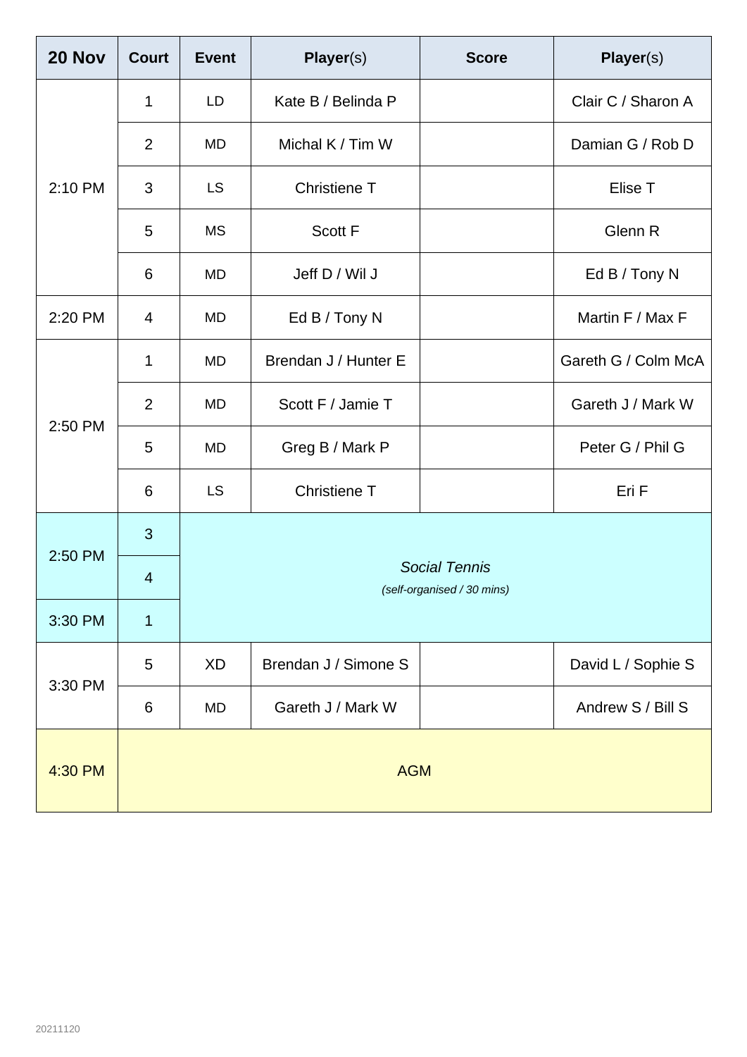| 20 Nov | Court | Event | Player(s) | Score | Player(s) |
|---|---|---|---|---|---|
| 2:10 PM | 1 | LD | Kate B / Belinda P | | Clair C / Sharon A |
| | 2 | MD | Michal K / Tim W | | Damian G / Rob D |
| | 3 | LS | Christiene T | | Elise T |
| | 5 | MS | Scott F | | Glenn R |
| | 6 | MD | Jeff D / Wil J | | Ed B / Tony N |
| 2:20 PM | 4 | MD | Ed B / Tony N | | Martin F / Max F |
| 2:50 PM | 1 | MD | Brendan J / Hunter E | | Gareth G / Colm McA |
| | 2 | MD | Scott F / Jamie T | | Gareth J / Mark W |
| | 5 | MD | Greg B / Mark P | | Peter G / Phil G |
| | 6 | LS | Christiene T | | Eri F |
| 2:50 PM | 3 | *Social Tennis* *(self-organised / 30 mins)* | | | |
| | 4 | | | | |
| 3:30 PM | 1 | | | | |
| 3:30 PM | 5 | XD | Brendan J / Simone S | | David L / Sophie S |
| | 6 | MD | Gareth J / Mark W | | Andrew S / Bill S |
| 4:30 PM | AGM | | | | |

20211120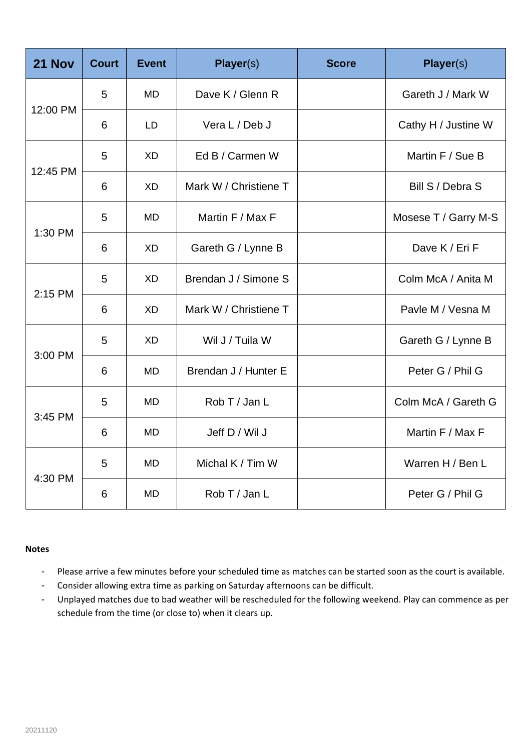| 21 Nov | Court | Event | Player(s) | Score | Player(s) |
|---|---|---|---|---|---|
| 12:00 PM | 5 | MD | Dave K / Glenn R | | Gareth J / Mark W |
| | 6 | LD | Vera L / Deb J | | Cathy H / Justine W |
| 12:45 PM | 5 | XD | Ed B / Carmen W | | Martin F / Sue B |
| | 6 | XD | Mark W / Christiene T | | Bill S / Debra S |
| 1:30 PM | 5 | MD | Martin F / Max F | | Mosese T / Garry M-S |
| | 6 | XD | Gareth G / Lynne B | | Dave K / Eri F |
| 2:15 PM | 5 | XD | Brendan J / Simone S | | Colm McA / Anita M |
| | 6 | XD | Mark W / Christiene T | | Pavle M / Vesna M |
| 3:00 PM | 5 | XD | Wil J / Tuila W | | Gareth G / Lynne B |
| | 6 | MD | Brendan J / Hunter E | | Peter G / Phil G |
| 3:45 PM | 5 | MD | Rob T / Jan L | | Colm McA / Gareth G |
| | 6 | MD | Jeff D / Wil J | | Martin F / Max F |
| 4:30 PM | 5 | MD | Michal K / Tim W | | Warren H / Ben L |
| | 6 | MD | Rob T / Jan L | | Peter G / Phil G |

**Notes**

- Please arrive a few minutes before your scheduled time as matches can be started soon as the court is available.
- Consider allowing extra time as parking on Saturday afternoons can be difficult.
- Unplayed matches due to bad weather will be rescheduled for the following weekend. Play can commence as per schedule from the time (or close to) when it clears up.

20211120